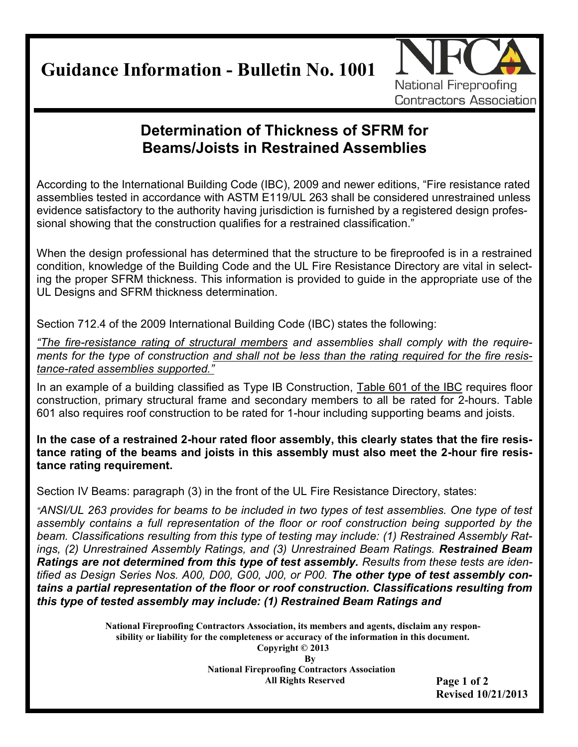# Guidance Information - Bulletin No. 1001

National Fireproofing Contractors Association

## Determination of Thickness of SFRM for Beams/Joists in Restrained Assemblies

According to the International Building Code (IBC), 2009 and newer editions, "Fire resistance rated assemblies tested in accordance with ASTM E119/UL 263 shall be considered unrestrained unless evidence satisfactory to the authority having jurisdiction is furnished by a registered design professional showing that the construction qualifies for a restrained classification."

When the design professional has determined that the structure to be fireproofed is in a restrained condition, knowledge of the Building Code and the UL Fire Resistance Directory are vital in selecting the proper SFRM thickness. This information is provided to guide in the appropriate use of the UL Designs and SFRM thickness determination.

Section 712.4 of the 2009 International Building Code (IBC) states the following:

*"<u>The fire-resistance rating of structural members</u> and assemblies shall comply with the requirements for the type of construction <u>and shall not be less than the rating required for the fire resistance-rated assemblies supported."</u>*

In an example of a building classified as Type IB Construction, <u>Table 601 of the IBC</u> requires floor construction, primary structural frame and secondary members to all be rated for 2-hours. Table 601 also requires roof construction to be rated for 1-hour including supporting beams and joists.

**In the case of a restrained 2-hour rated floor assembly, this clearly states that the fire resistance rating of the beams and joists in this assembly must also meet the 2-hour fire resistance rating requirement.**

Section IV Beams: paragraph (3) in the front of the UL Fire Resistance Directory, states:

*"ANSI/UL 263 provides for beams to be included in two types of test assemblies. One type of test assembly contains a full representation of the floor or roof construction being supported by the beam. Classifications resulting from this type of testing may include: (1) Restrained Assembly Ratings, (2) Unrestrained Assembly Ratings, and (3) Unrestrained Beam Ratings.* ***Restrained Beam Ratings are not determined from this type of test assembly.*** *Results from these tests are identified as Design Series Nos. A00, D00, G00, J00, or P00.* ***The other type of test assembly contains a partial representation of the floor or roof construction. Classifications resulting from this type of tested assembly may include: (1) Restrained Beam Ratings and***

**National Fireproofing Contractors Association, its members and agents, disclaim any responsibility or liability for the completeness or accuracy of the information in this document.**
**Copyright © 2013**
**By**
**National Fireproofing Contractors Association**
**All Rights Reserved**

**Revised 10/21/2013**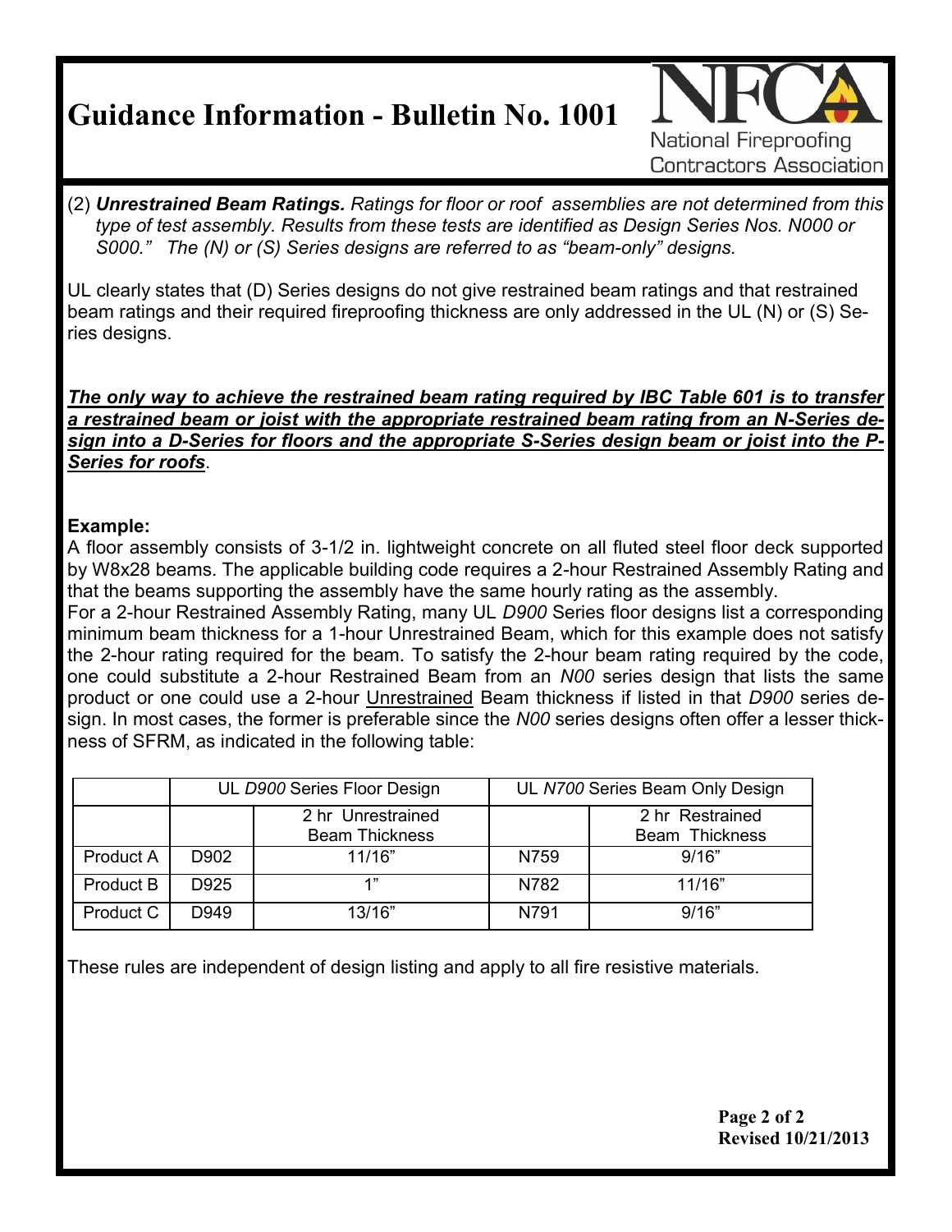(2) ***Unrestrained Beam Ratings.*** *Ratings for floor or roof assemblies are not determined from this type of test assembly. Results from these tests are identified as Design Series Nos. N000 or S000." The (N) or (S) Series designs are referred to as "beam-only" designs.*

UL clearly states that (D) Series designs do not give restrained beam ratings and that restrained beam ratings and their required fireproofing thickness are only addressed in the UL (N) or (S) Series designs.

***<u>The only way to achieve the restrained beam rating required by IBC Table 601 is to transfer a restrained beam or joist with the appropriate restrained beam rating from an N-Series design into a D-Series for floors and the appropriate S-Series design beam or joist into the P-Series for roofs</u>***.

**Example:**

A floor assembly consists of 3-1/2 in. lightweight concrete on all fluted steel floor deck supported by W8x28 beams. The applicable building code requires a 2-hour Restrained Assembly Rating and that the beams supporting the assembly have the same hourly rating as the assembly.

For a 2-hour Restrained Assembly Rating, many UL *D900* Series floor designs list a corresponding minimum beam thickness for a 1-hour Unrestrained Beam, which for this example does not satisfy the 2-hour rating required for the beam. To satisfy the 2-hour beam rating required by the code, one could substitute a 2-hour Restrained Beam from an *N00* series design that lists the same product or one could use a 2-hour <u>Unrestrained</u> Beam thickness if listed in that *D900* series design. In most cases, the former is preferable since the *N00* series designs often offer a lesser thickness of SFRM, as indicated in the following table:

| | UL *D900* Series Floor Design | | UL *N700* Series Beam Only Design | |
|---|---|---|---|---|
| | | 2 hr Unrestrained Beam Thickness | | 2 hr Restrained Beam Thickness |
| Product A | D902 | 11/16" | N759 | 9/16" |
| Product B | D925 | 1" | N782 | 11/16" |
| Product C | D949 | 13/16" | N791 | 9/16" |

These rules are independent of design listing and apply to all fire resistive materials.

**Revised 10/21/2013**